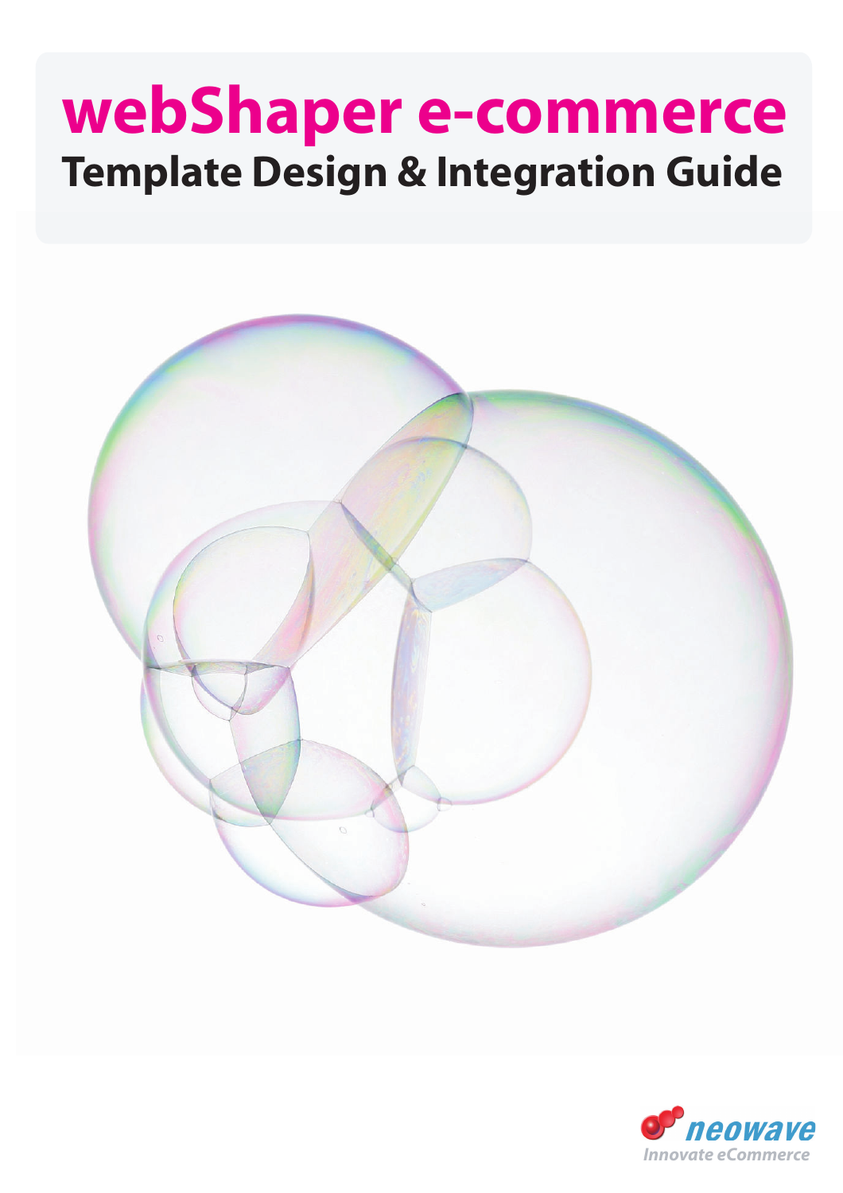# webShaper e-commerce

## Template Design & Integration Guide

neowave

*Innovate eCommerce*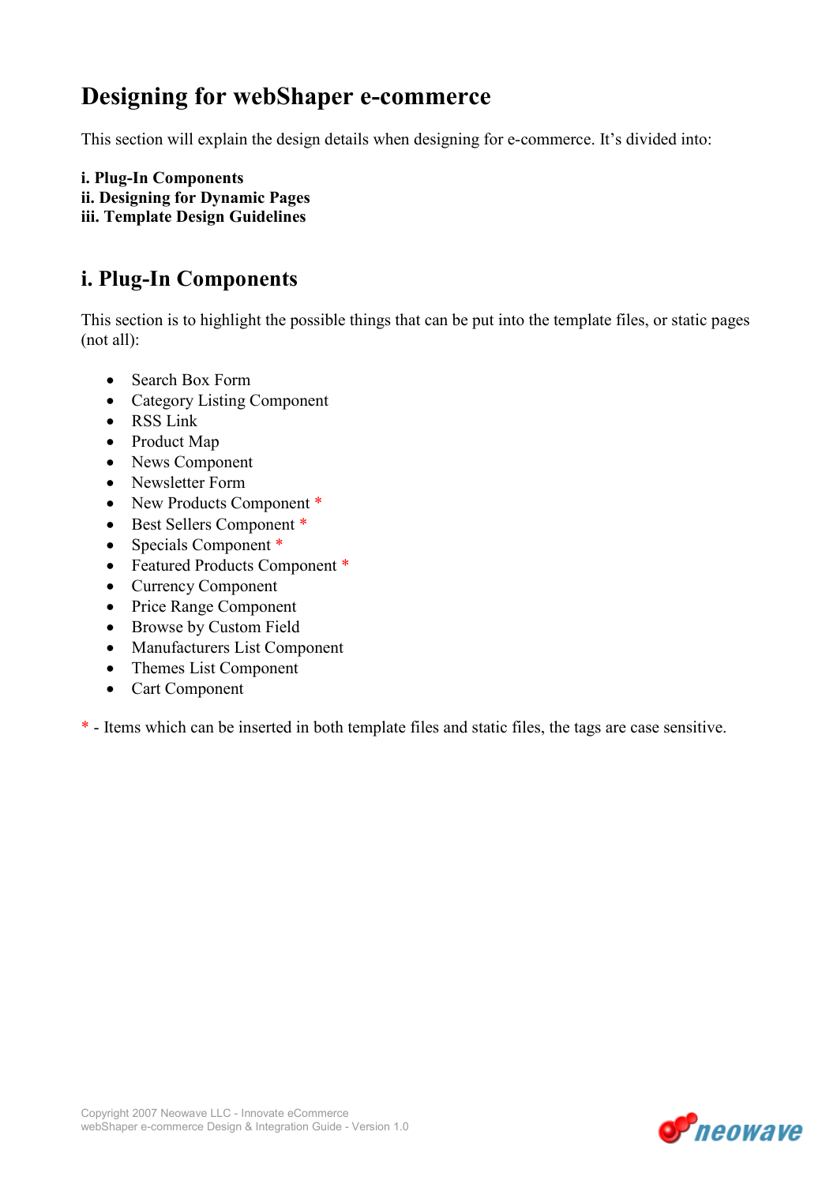# Designing for webShaper e-commerce

This section will explain the design details when designing for e-commerce. It's divided into:

**i. Plug-In Components**
**ii. Designing for Dynamic Pages**
**iii. Template Design Guidelines**

## i. Plug-In Components

This section is to highlight the possible things that can be put into the template files, or static pages (not all):

- Search Box Form
- Category Listing Component
- RSS Link
- Product Map
- News Component
- Newsletter Form
- New Products Component *
- Best Sellers Component *
- Specials Component *
- Featured Products Component *
- Currency Component
- Price Range Component
- Browse by Custom Field
- Manufacturers List Component
- Themes List Component
- Cart Component

* - Items which can be inserted in both template files and static files, the tags are case sensitive.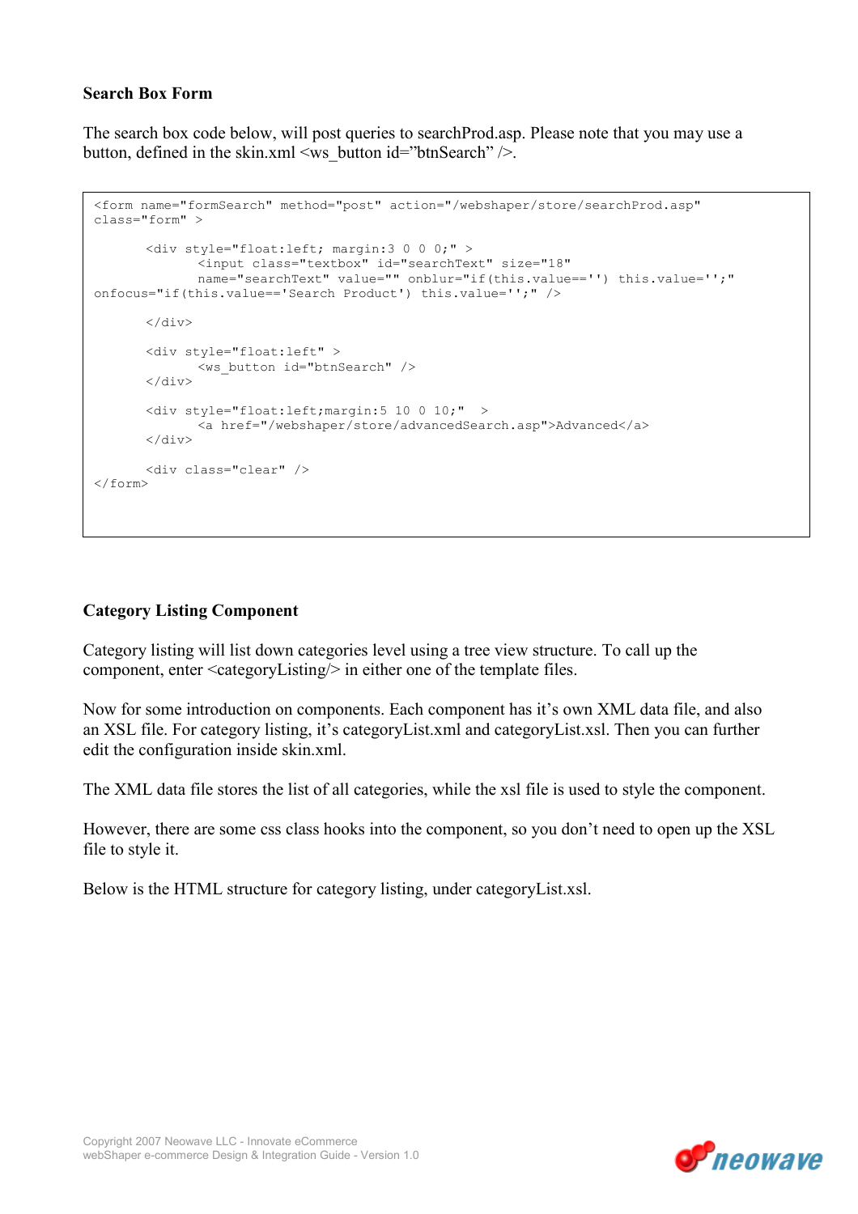### Search Box Form

The search box code below, will post queries to searchProd.asp. Please note that you may use a button, defined in the skin.xml <ws_button id="btnSearch" />.

```
<form name="formSearch" method="post" action="/webshaper/store/searchProd.asp"
class="form" >

       <div style="float:left; margin:3 0 0 0;" >
              <input class="textbox" id="searchText" size="18"
              name="searchText" value="" onblur="if(this.value=='') this.value='';"
onfocus="if(this.value=='Search Product') this.value='';" />

       </div>

       <div style="float:left" >
              <ws_button id="btnSearch" />
       </div>

       <div style="float:left;margin:5 10 0 10;"  >
              <a href="/webshaper/store/advancedSearch.asp">Advanced</a>
       </div>

       <div class="clear" />
</form>
```

### Category Listing Component

Category listing will list down categories level using a tree view structure. To call up the component, enter <categoryListing/> in either one of the template files.

Now for some introduction on components. Each component has it's own XML data file, and also an XSL file. For category listing, it's categoryList.xml and categoryList.xsl. Then you can further edit the configuration inside skin.xml.

The XML data file stores the list of all categories, while the xsl file is used to style the component.

However, there are some css class hooks into the component, so you don't need to open up the XSL file to style it.

Below is the HTML structure for category listing, under categoryList.xsl.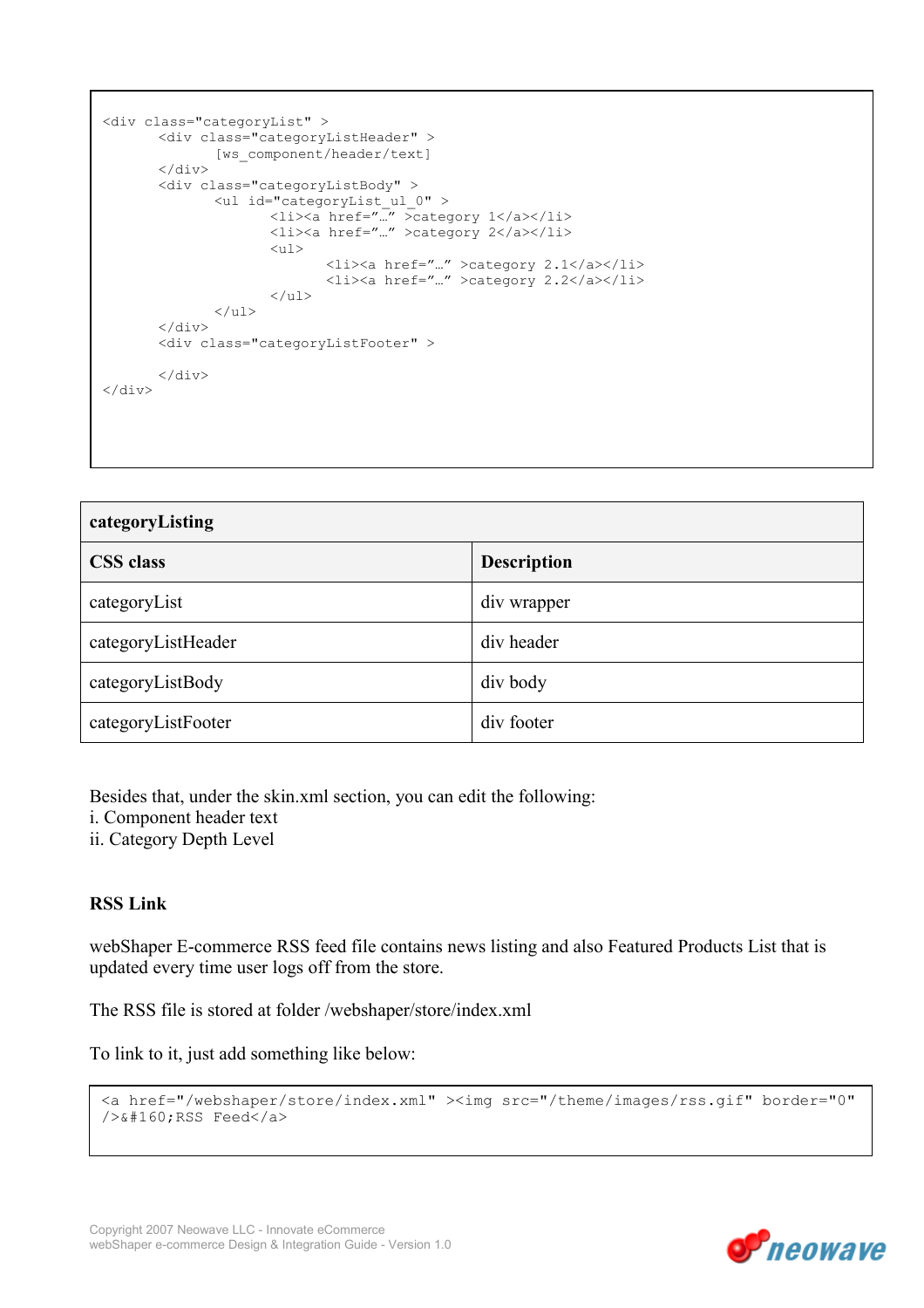```
<div class="categoryList" >
       <div class="categoryListHeader" >
              [ws_component/header/text]
       </div>
       <div class="categoryListBody" >
              <ul id="categoryList_ul_0" >
                     <li><a href="…" >category 1</a></li>
                     <li><a href="…" >category 2</a></li>
                     <ul>
                            <li><a href="…" >category 2.1</a></li>
                            <li><a href="…" >category 2.2</a></li>
                     </ul>
              </ul>
       </div>
       <div class="categoryListFooter" >

       </div>
</div>
```

| categoryListing | |
|---|---|
| **CSS class** | **Description** |
| categoryList | div wrapper |
| categoryListHeader | div header |
| categoryListBody | div body |
| categoryListFooter | div footer |

Besides that, under the skin.xml section, you can edit the following:
i. Component header text
ii. Category Depth Level

**RSS Link**

webShaper E-commerce RSS feed file contains news listing and also Featured Products List that is updated every time user logs off from the store.

The RSS file is stored at folder /webshaper/store/index.xml

To link to it, just add something like below:

```
<a href="/webshaper/store/index.xml" ><img src="/theme/images/rss.gif" border="0"
/>&#160;RSS Feed</a>
```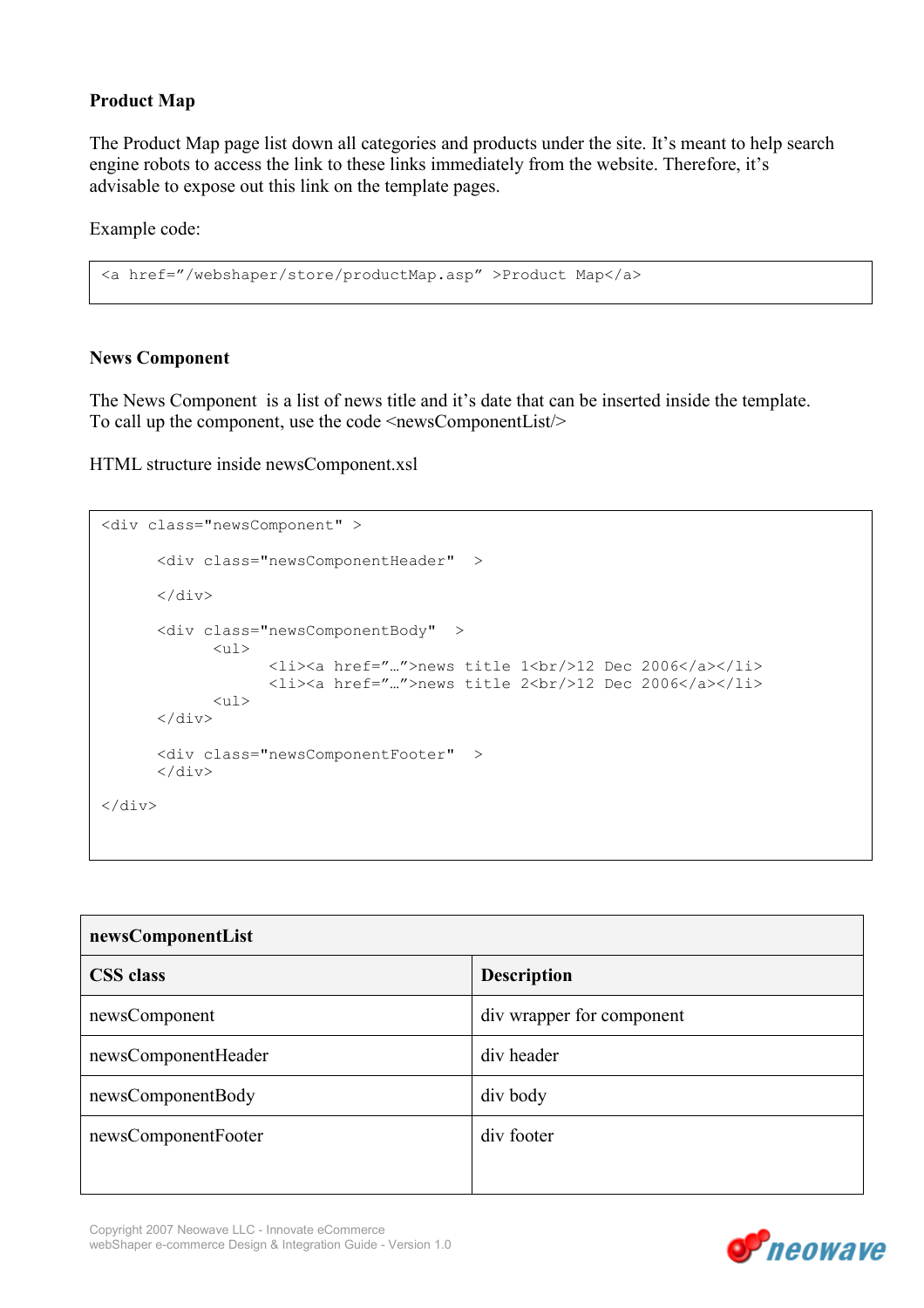**Product Map**

The Product Map page list down all categories and products under the site. It's meant to help search engine robots to access the link to these links immediately from the website. Therefore, it's advisable to expose out this link on the template pages.

Example code:

```
<a href="/webshaper/store/productMap.asp" >Product Map</a>
```

**News Component**

The News Component is a list of news title and it's date that can be inserted inside the template. To call up the component, use the code <newsComponentList/>

HTML structure inside newsComponent.xsl

```
<div class="newsComponent" >

      <div class="newsComponentHeader"  >

      </div>

      <div class="newsComponentBody"  >
            <ul>
                  <li><a href="…">news title 1<br/>12 Dec 2006</a></li>
                  <li><a href="…">news title 2<br/>12 Dec 2006</a></li>
            <ul>
      </div>

      <div class="newsComponentFooter"  >
      </div>

</div>
```

| **newsComponentList** | |
|---|---|
| **CSS class** | **Description** |
| newsComponent | div wrapper for component |
| newsComponentHeader | div header |
| newsComponentBody | div body |
| newsComponentFooter | div footer |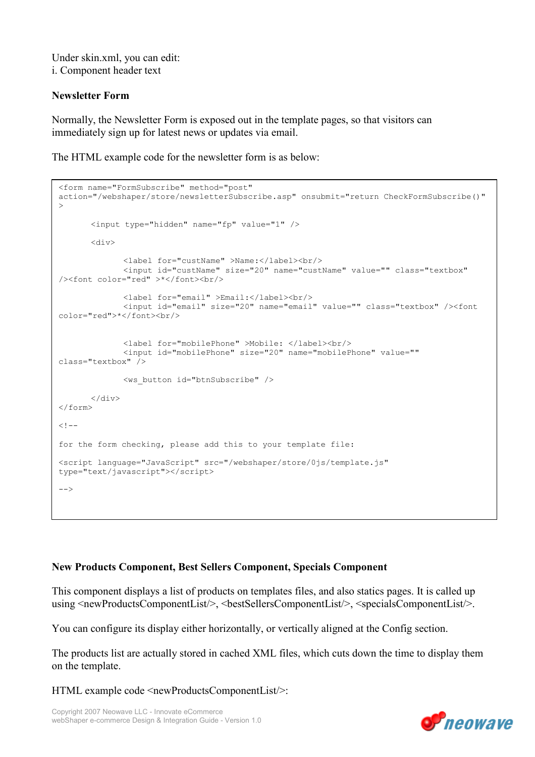Under skin.xml, you can edit:
i. Component header text

**Newsletter Form**

Normally, the Newsletter Form is exposed out in the template pages, so that visitors can immediately sign up for latest news or updates via email.

The HTML example code for the newsletter form is as below:

```
<form name="FormSubscribe" method="post"
action="/webshaper/store/newsletterSubscribe.asp" onsubmit="return CheckFormSubscribe()"
>

       <input type="hidden" name="fp" value="1" />

       <div>

              <label for="custName" >Name:</label><br/>
              <input id="custName" size="20" name="custName" value="" class="textbox"
/><font color="red" >*</font><br/>

              <label for="email" >Email:</label><br/>
              <input id="email" size="20" name="email" value="" class="textbox" /><font
color="red">*</font><br/>


              <label for="mobilePhone" >Mobile: </label><br/>
              <input id="mobilePhone" size="20" name="mobilePhone" value=""
class="textbox" />

              <ws_button id="btnSubscribe" />

       </div>
</form>

<!--

for the form checking, please add this to your template file:

<script language="JavaScript" src="/webshaper/store/0js/template.js"
type="text/javascript"></script>

-->
```

**New Products Component, Best Sellers Component, Specials Component**

This component displays a list of products on templates files, and also statics pages. It is called up using <newProductsComponentList/>, <bestSellersComponentList/>, <specialsComponentList/>.

You can configure its display either horizontally, or vertically aligned at the Config section.

The products list are actually stored in cached XML files, which cuts down the time to display them on the template.

HTML example code <newProductsComponentList/>: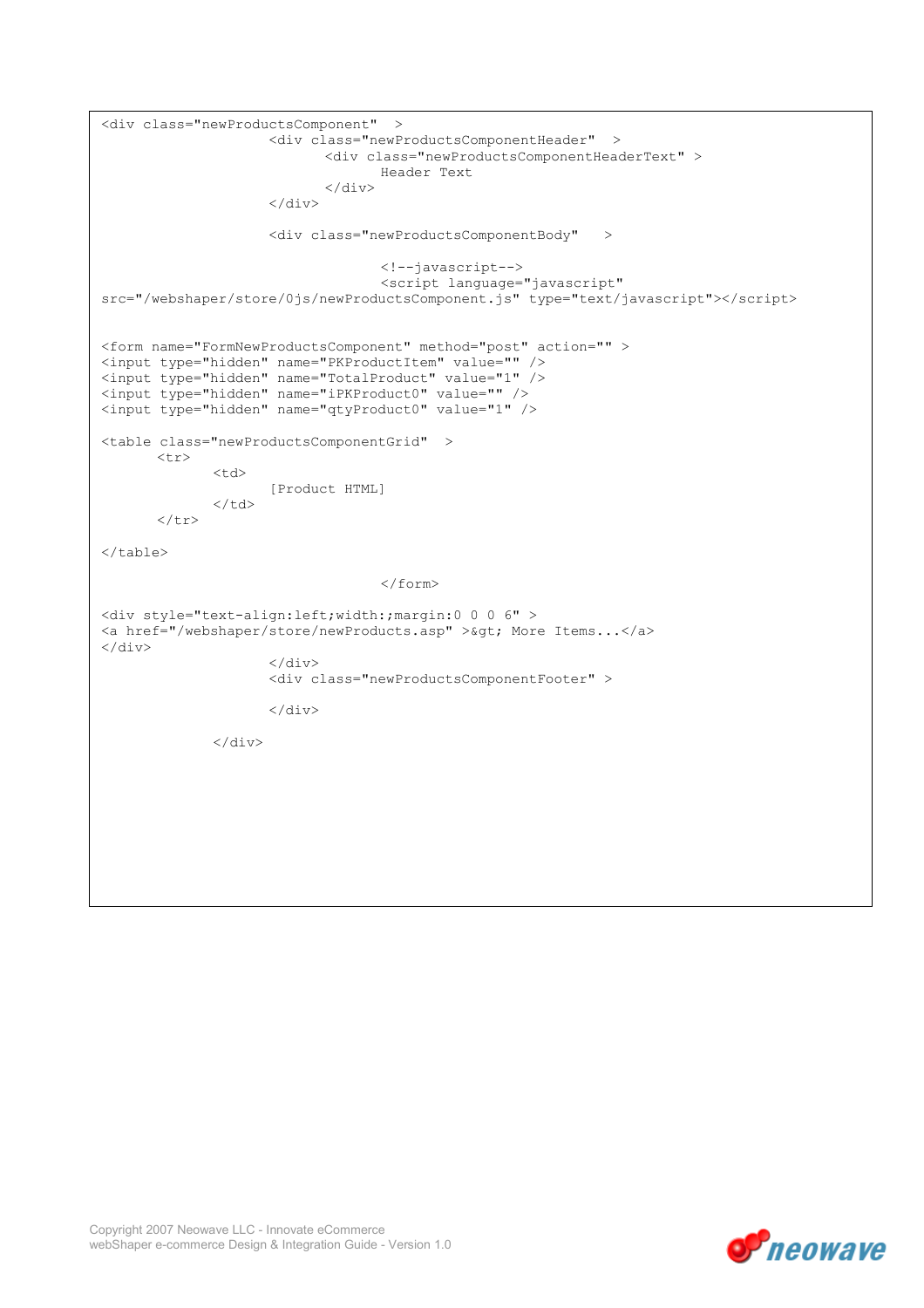```
<div class="newProductsComponent"  >
                    <div class="newProductsComponentHeader"  >
                          <div class="newProductsComponentHeaderText" >
                                Header Text
                          </div>
                    </div>

                    <div class="newProductsComponentBody"   >

                                <!--javascript-->
                                <script language="javascript"
src="/webshaper/store/0js/newProductsComponent.js" type="text/javascript"></script>


<form name="FormNewProductsComponent" method="post" action="" >
<input type="hidden" name="PKProductItem" value="" />
<input type="hidden" name="TotalProduct" value="1" />
<input type="hidden" name="iPKProduct0" value="" />
<input type="hidden" name="qtyProduct0" value="1" />

<table class="newProductsComponentGrid"  >
      <tr>
            <td>
                  [Product HTML]
            </td>
      </tr>

</table>

                                </form>

<div style="text-align:left;width:;margin:0 0 0 6" >
<a href="/webshaper/store/newProducts.asp" >&gt; More Items...</a>
</div>
                    </div>
                    <div class="newProductsComponentFooter" >

                    </div>

            </div>
```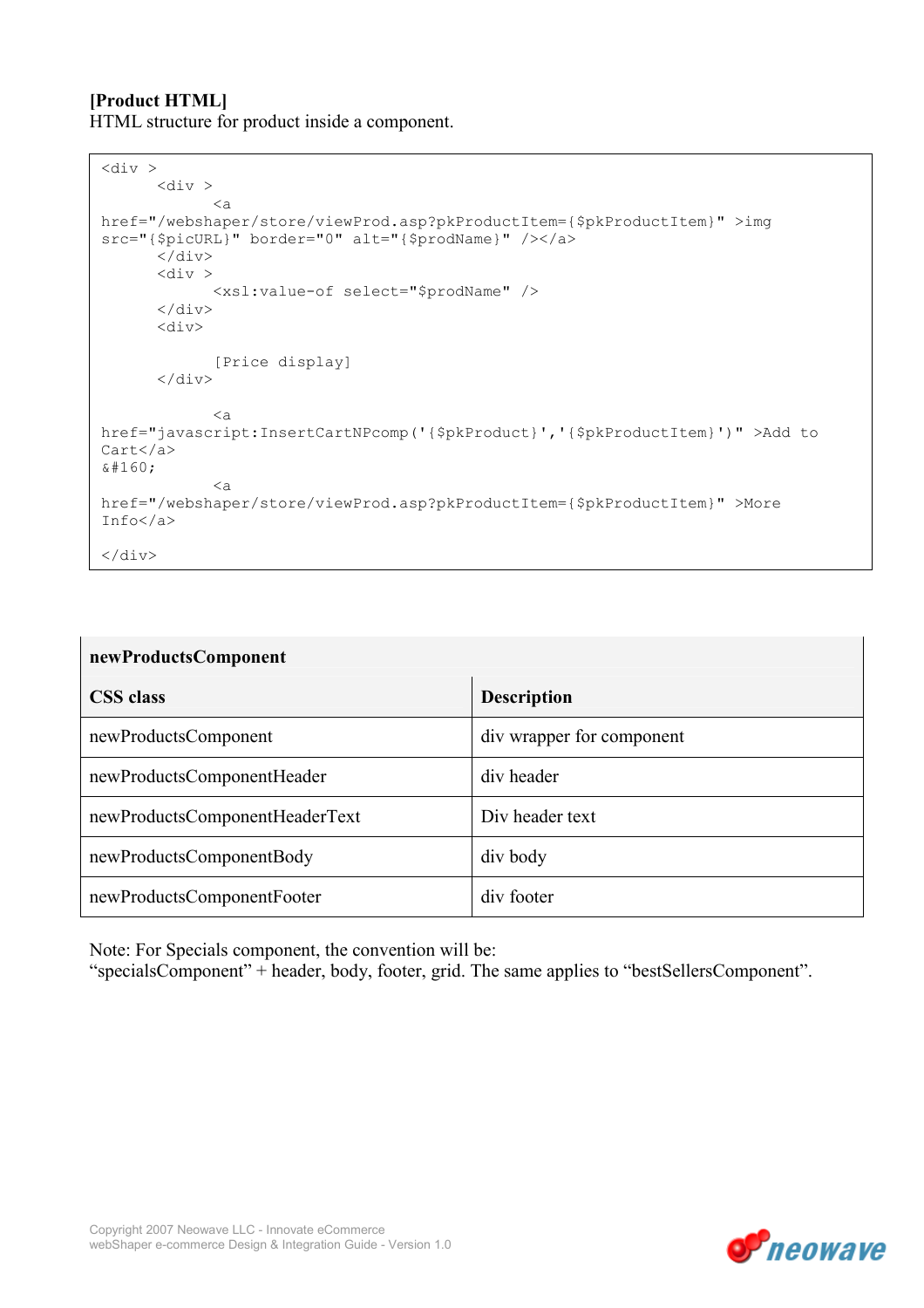**[Product HTML]**
HTML structure for product inside a component.

```
<div >
      <div >
            <a
href="/webshaper/store/viewProd.asp?pkProductItem={$pkProductItem}" >img
src="{$picURL}" border="0" alt="{$prodName}" /></a>
      </div>
      <div >
            <xsl:value-of select="$prodName" />
      </div>
      <div>

            [Price display]
      </div>

            <a
href="javascript:InsertCartNPcomp('{$pkProduct}','{$pkProductItem}')" >Add to
Cart</a>
&#160;
            <a
href="/webshaper/store/viewProd.asp?pkProductItem={$pkProductItem}" >More
Info</a>

</div>
```

| **newProductsComponent** | |
|---|---|
| **CSS class** | **Description** |
| newProductsComponent | div wrapper for component |
| newProductsComponentHeader | div header |
| newProductsComponentHeaderText | Div header text |
| newProductsComponentBody | div body |
| newProductsComponentFooter | div footer |

Note: For Specials component, the convention will be:
“specialsComponent” + header, body, footer, grid. The same applies to “bestSellersComponent”.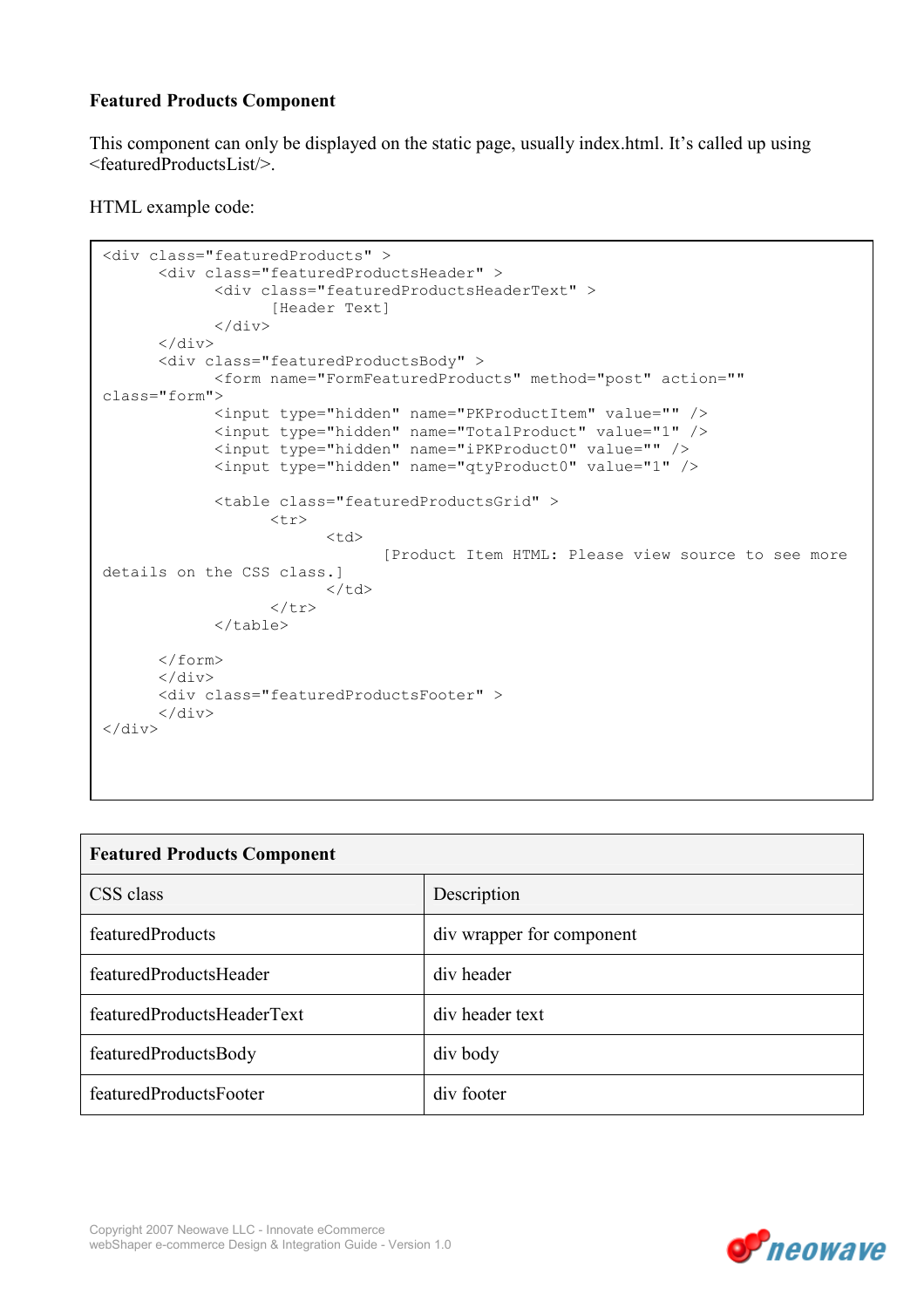**Featured Products Component**

This component can only be displayed on the static page, usually index.html. It's called up using <featuredProductsList/>.

HTML example code:

```
<div class="featuredProducts" >
	<div class="featuredProductsHeader" >
		<div class="featuredProductsHeaderText" >
			[Header Text]
		</div>
	</div>
	<div class="featuredProductsBody" >
		<form name="FormFeaturedProducts" method="post" action=""
class="form">
		<input type="hidden" name="PKProductItem" value="" />
		<input type="hidden" name="TotalProduct" value="1" />
		<input type="hidden" name="iPKProduct0" value="" />
		<input type="hidden" name="qtyProduct0" value="1" />

		<table class="featuredProductsGrid" >
			<tr>
				<td>
					[Product Item HTML: Please view source to see more
details on the CSS class.]
				</td>
			</tr>
		</table>

	</form>
	</div>
	<div class="featuredProductsFooter" >
	</div>
</div>
```

| Featured Products Component | |
|---|---|
| CSS class | Description |
| featuredProducts | div wrapper for component |
| featuredProductsHeader | div header |
| featuredProductsHeaderText | div header text |
| featuredProductsBody | div body |
| featuredProductsFooter | div footer |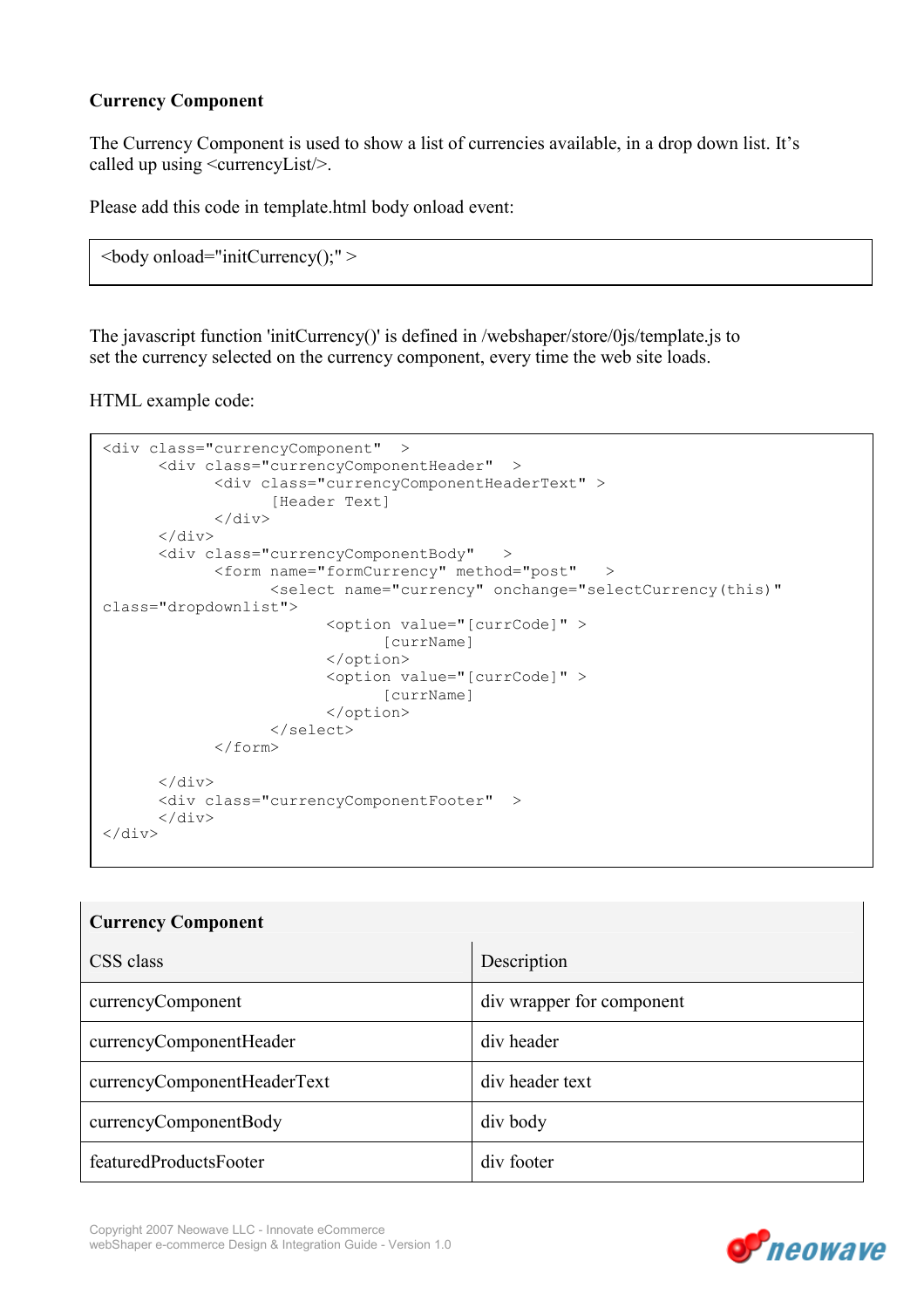**Currency Component**

The Currency Component is used to show a list of currencies available, in a drop down list. It's called up using <currencyList/>.

Please add this code in template.html body onload event:

```
<body onload="initCurrency();" >
```

The javascript function 'initCurrency()' is defined in /webshaper/store/0js/template.js to set the currency selected on the currency component, every time the web site loads.

HTML example code:

```
<div class="currencyComponent"  >
      <div class="currencyComponentHeader"  >
            <div class="currencyComponentHeaderText" >
                  [Header Text]
            </div>
      </div>
      <div class="currencyComponentBody"   >
            <form name="formCurrency" method="post"   >
                  <select name="currency" onchange="selectCurrency(this)"
class="dropdownlist">
                        <option value="[currCode]" >
                              [currName]
                        </option>
                        <option value="[currCode]" >
                              [currName]
                        </option>
                  </select>
            </form>

      </div>
      <div class="currencyComponentFooter"  >
      </div>
</div>
```

| **Currency Component** | |
|---|---|
| CSS class | Description |
| currencyComponent | div wrapper for component |
| currencyComponentHeader | div header |
| currencyComponentHeaderText | div header text |
| currencyComponentBody | div body |
| featuredProductsFooter | div footer |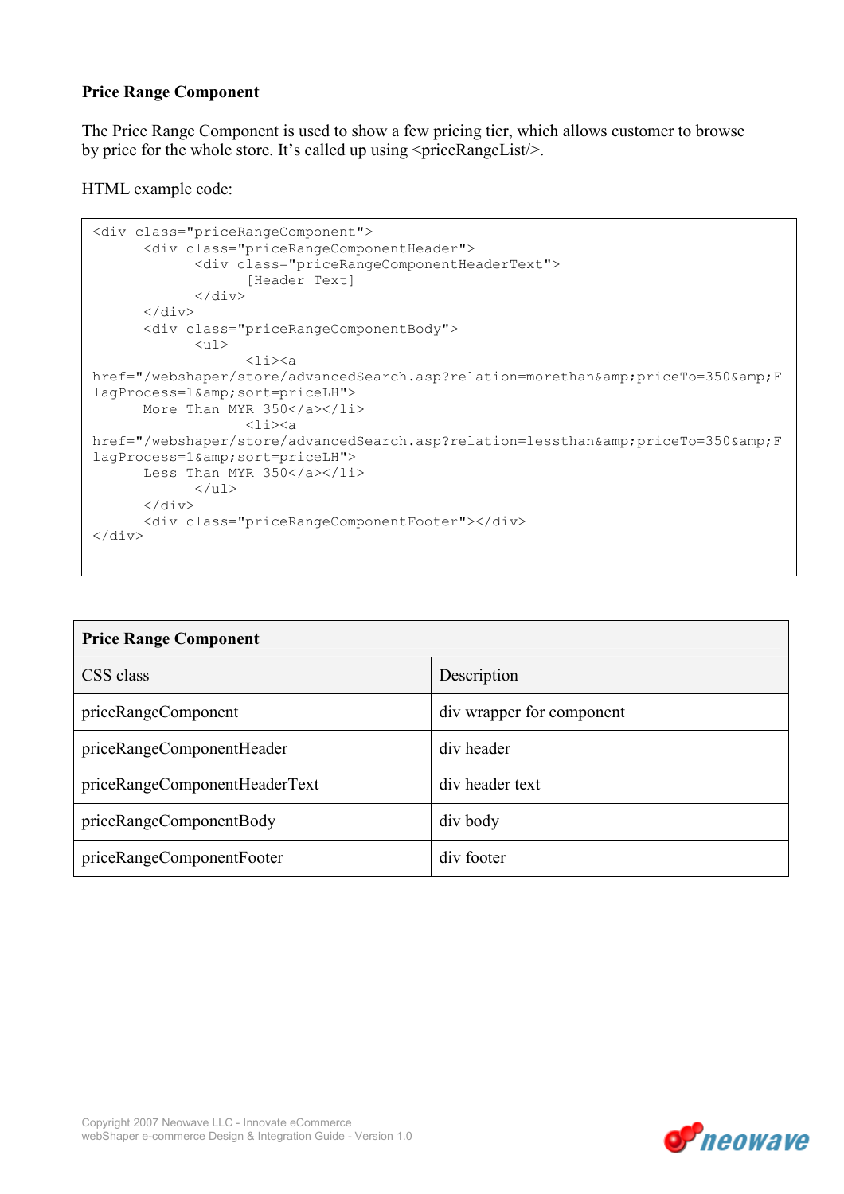**Price Range Component**

The Price Range Component is used to show a few pricing tier, which allows customer to browse by price for the whole store. It's called up using <priceRangeList/>.

HTML example code:

```
<div class="priceRangeComponent">
      <div class="priceRangeComponentHeader">
            <div class="priceRangeComponentHeaderText">
                  [Header Text]
            </div>
      </div>
      <div class="priceRangeComponentBody">
            <ul>
                  <li><a
href="/webshaper/store/advancedSearch.asp?relation=morethan&amp;priceTo=350&amp;F
lagProcess=1&amp;sort=priceLH">
      More Than MYR 350</a></li>
                  <li><a
href="/webshaper/store/advancedSearch.asp?relation=lessthan&amp;priceTo=350&amp;F
lagProcess=1&amp;sort=priceLH">
      Less Than MYR 350</a></li>
            </ul>
      </div>
      <div class="priceRangeComponentFooter"></div>
</div>
```

| **Price Range Component** | |
|---|---|
| CSS class | Description |
| priceRangeComponent | div wrapper for component |
| priceRangeComponentHeader | div header |
| priceRangeComponentHeaderText | div header text |
| priceRangeComponentBody | div body |
| priceRangeComponentFooter | div footer |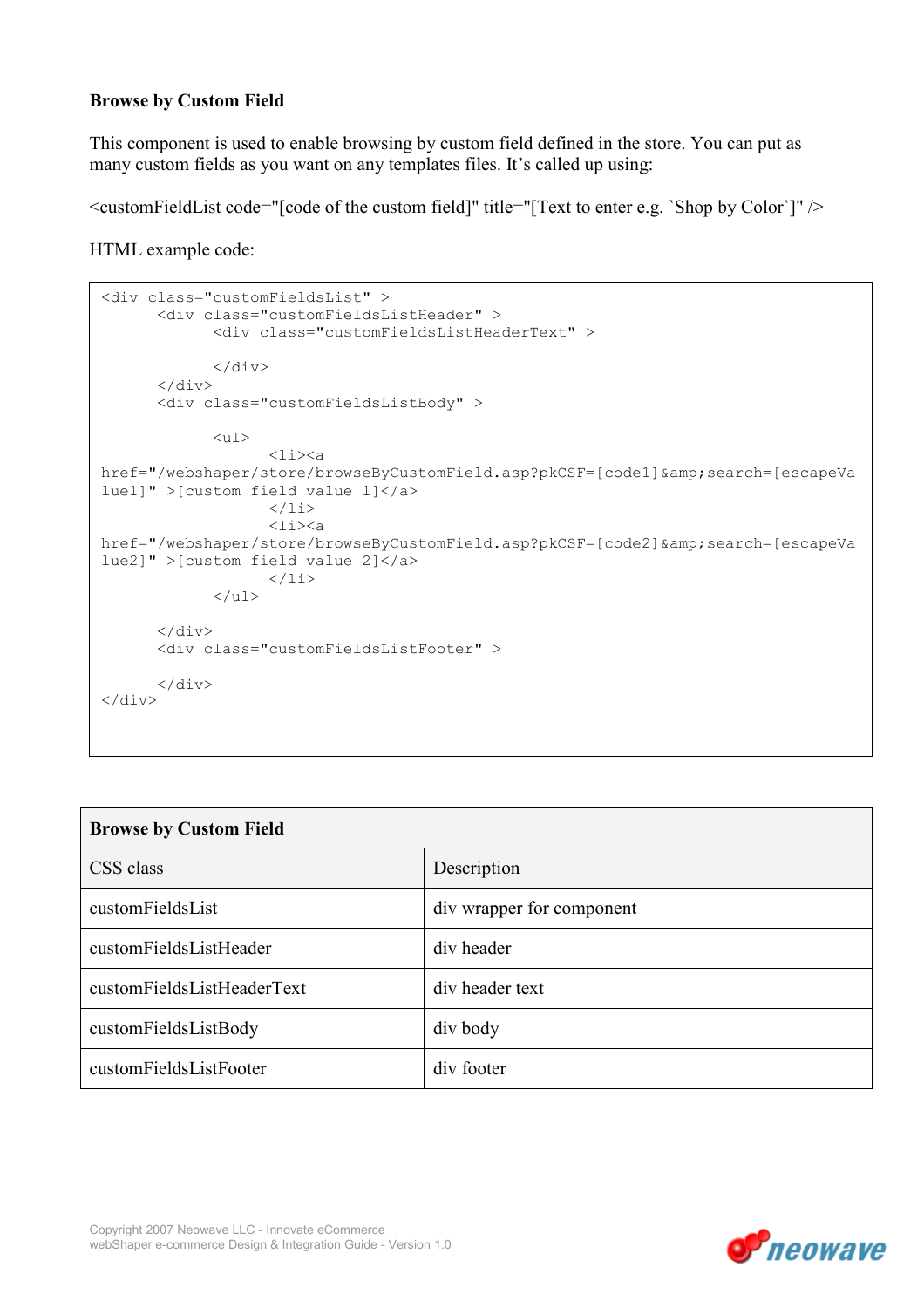**Browse by Custom Field**

This component is used to enable browsing by custom field defined in the store. You can put as many custom fields as you want on any templates files. It's called up using:

<customFieldList code="[code of the custom field]" title="[Text to enter e.g. `Shop by Color`]" />

HTML example code:

```
<div class="customFieldsList" >
      <div class="customFieldsListHeader" >
            <div class="customFieldsListHeaderText" >

            </div>
      </div>
      <div class="customFieldsListBody" >

            <ul>
                  <li><a
href="/webshaper/store/browseByCustomField.asp?pkCSF=[code1]&amp;search=[escapeValue1]" >[custom field value 1]</a>
                  </li>
                  <li><a
href="/webshaper/store/browseByCustomField.asp?pkCSF=[code2]&amp;search=[escapeValue2]" >[custom field value 2]</a>
                  </li>
            </ul>

      </div>
      <div class="customFieldsListFooter" >

      </div>
</div>
```

| **Browse by Custom Field** | |
|---|---|
| CSS class | Description |
| customFieldsList | div wrapper for component |
| customFieldsListHeader | div header |
| customFieldsListHeaderText | div header text |
| customFieldsListBody | div body |
| customFieldsListFooter | div footer |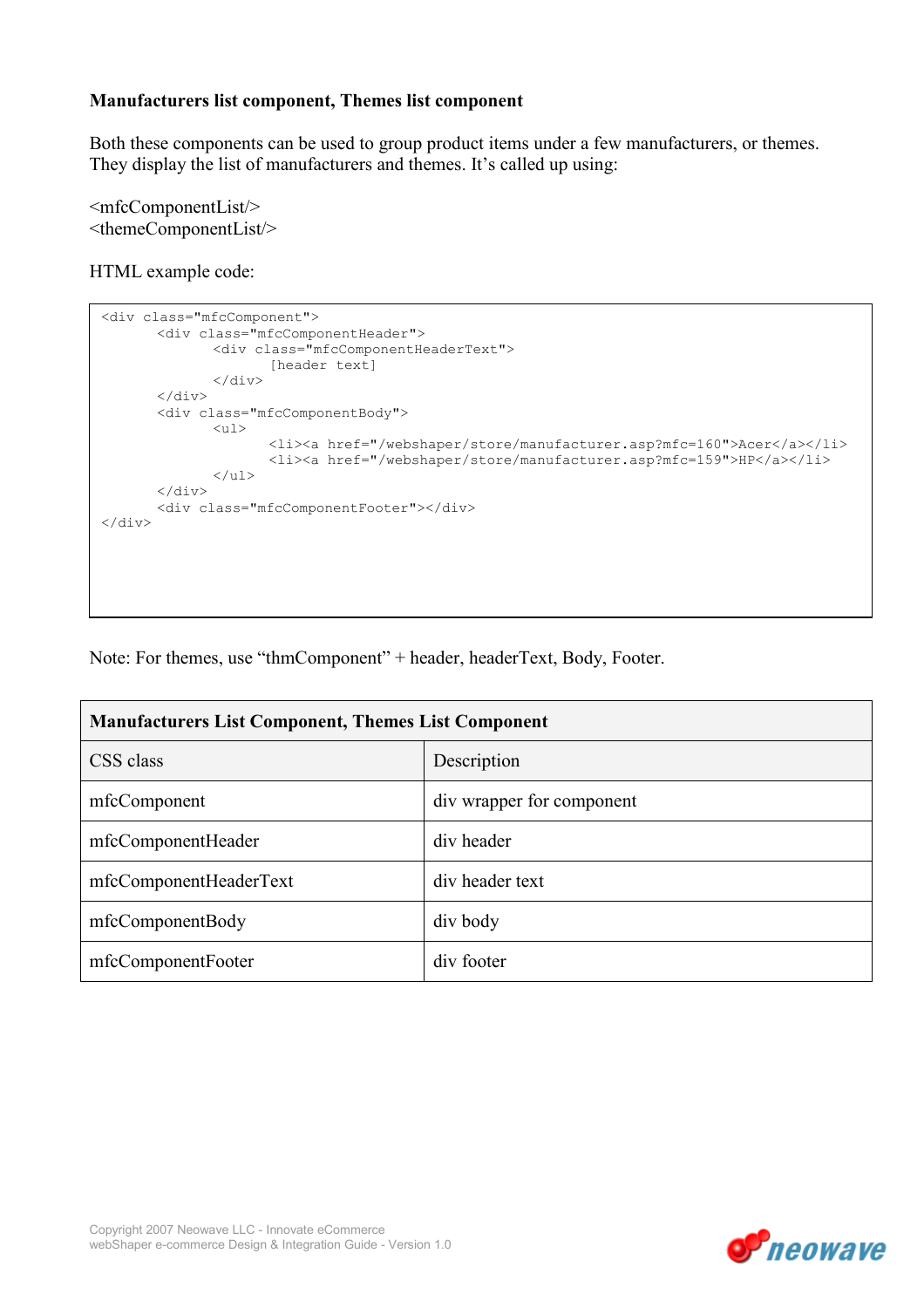**Manufacturers list component, Themes list component**

Both these components can be used to group product items under a few manufacturers, or themes. They display the list of manufacturers and themes. It's called up using:

<mfcComponentList/>
<themeComponentList/>

HTML example code:

```
<div class="mfcComponent">
       <div class="mfcComponentHeader">
              <div class="mfcComponentHeaderText">
                     [header text]
              </div>
       </div>
       <div class="mfcComponentBody">
              <ul>
                     <li><a href="/webshaper/store/manufacturer.asp?mfc=160">Acer</a></li>
                     <li><a href="/webshaper/store/manufacturer.asp?mfc=159">HP</a></li>
              </ul>
       </div>
       <div class="mfcComponentFooter"></div>
</div>
```

Note: For themes, use "thmComponent" + header, headerText, Body, Footer.

| **Manufacturers List Component, Themes List Component** | |
|---|---|
| CSS class | Description |
| mfcComponent | div wrapper for component |
| mfcComponentHeader | div header |
| mfcComponentHeaderText | div header text |
| mfcComponentBody | div body |
| mfcComponentFooter | div footer |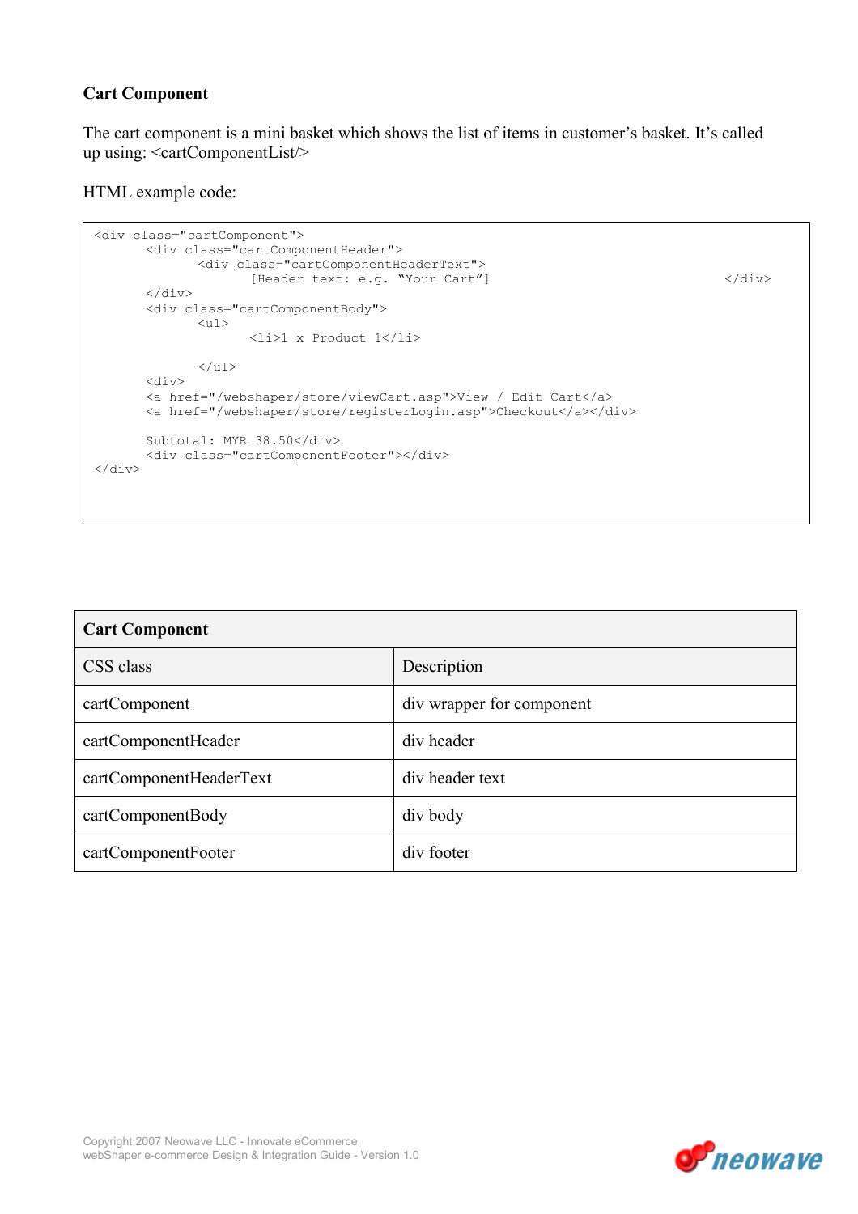### Cart Component

The cart component is a mini basket which shows the list of items in customer's basket. It's called up using: <cartComponentList/>

HTML example code:

```
<div class="cartComponent">
        <div class="cartComponentHeader">
                <div class="cartComponentHeaderText">
                        [Header text: e.g. "Your Cart"]                                       </div>
        </div>
        <div class="cartComponentBody">
                <ul>
                        <li>1 x Product 1</li>

                </ul>
        <div>
        <a href="/webshaper/store/viewCart.asp">View / Edit Cart</a>
        <a href="/webshaper/store/registerLogin.asp">Checkout</a></div>

        Subtotal: MYR 38.50</div>
        <div class="cartComponentFooter"></div>
</div>
```

| **Cart Component** | |
|---|---|
| CSS class | Description |
| cartComponent | div wrapper for component |
| cartComponentHeader | div header |
| cartComponentHeaderText | div header text |
| cartComponentBody | div body |
| cartComponentFooter | div footer |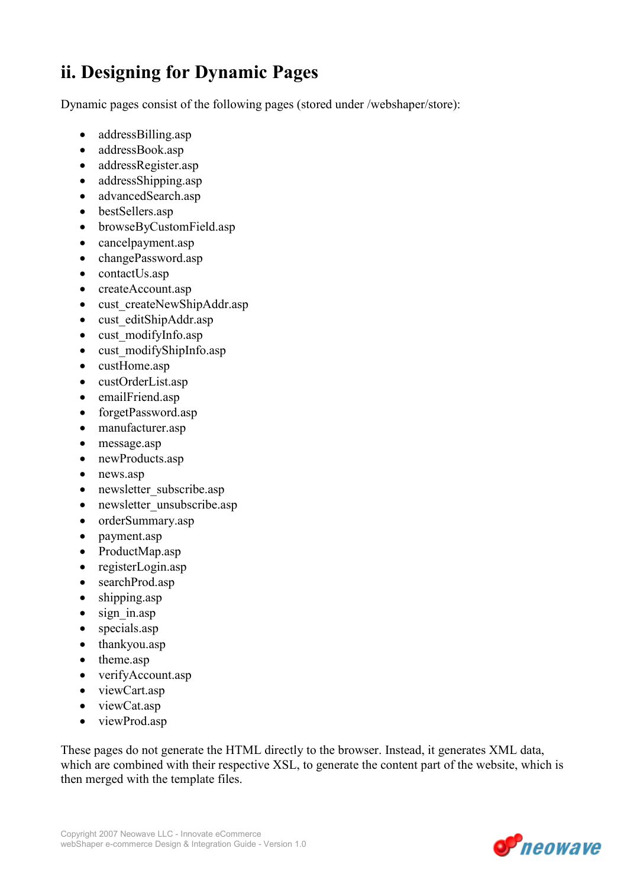## ii. Designing for Dynamic Pages

Dynamic pages consist of the following pages (stored under /webshaper/store):

- addressBilling.asp
- addressBook.asp
- addressRegister.asp
- addressShipping.asp
- advancedSearch.asp
- bestSellers.asp
- browseByCustomField.asp
- cancelpayment.asp
- changePassword.asp
- contactUs.asp
- createAccount.asp
- cust_createNewShipAddr.asp
- cust_editShipAddr.asp
- cust_modifyInfo.asp
- cust_modifyShipInfo.asp
- custHome.asp
- custOrderList.asp
- emailFriend.asp
- forgetPassword.asp
- manufacturer.asp
- message.asp
- newProducts.asp
- news.asp
- newsletter_subscribe.asp
- newsletter_unsubscribe.asp
- orderSummary.asp
- payment.asp
- ProductMap.asp
- registerLogin.asp
- searchProd.asp
- shipping.asp
- sign_in.asp
- specials.asp
- thankyou.asp
- theme.asp
- verifyAccount.asp
- viewCart.asp
- viewCat.asp
- viewProd.asp

These pages do not generate the HTML directly to the browser. Instead, it generates XML data, which are combined with their respective XSL, to generate the content part of the website, which is then merged with the template files.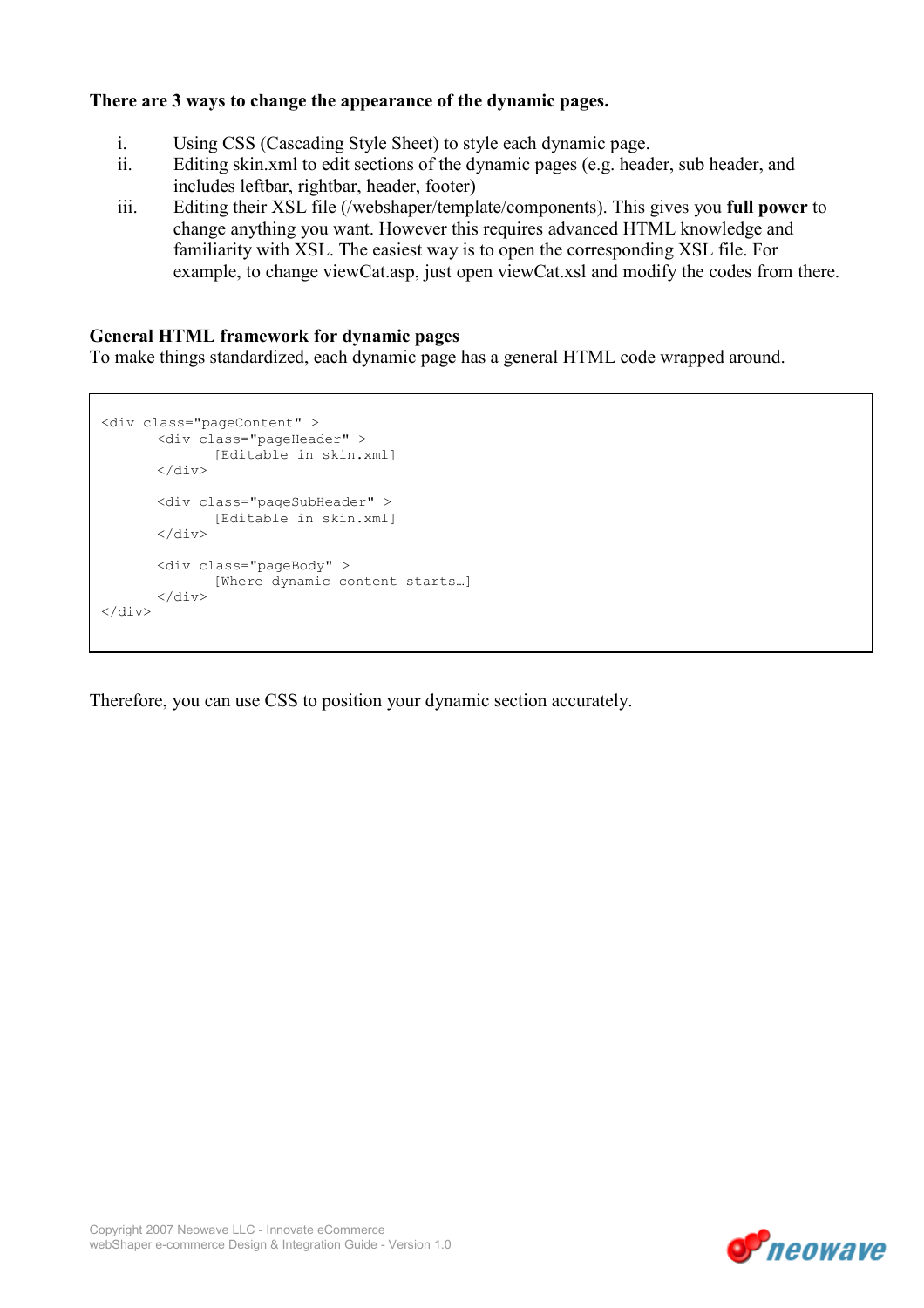**There are 3 ways to change the appearance of the dynamic pages.**

i. Using CSS (Cascading Style Sheet) to style each dynamic page.
ii. Editing skin.xml to edit sections of the dynamic pages (e.g. header, sub header, and includes leftbar, rightbar, header, footer)
iii. Editing their XSL file (/webshaper/template/components). This gives you **full power** to change anything you want. However this requires advanced HTML knowledge and familiarity with XSL. The easiest way is to open the corresponding XSL file. For example, to change viewCat.asp, just open viewCat.xsl and modify the codes from there.

**General HTML framework for dynamic pages**

To make things standardized, each dynamic page has a general HTML code wrapped around.

```
<div class="pageContent" >
      <div class="pageHeader" >
            [Editable in skin.xml]
      </div>

      <div class="pageSubHeader" >
            [Editable in skin.xml]
      </div>

      <div class="pageBody" >
            [Where dynamic content starts…]
      </div>
</div>
```

Therefore, you can use CSS to position your dynamic section accurately.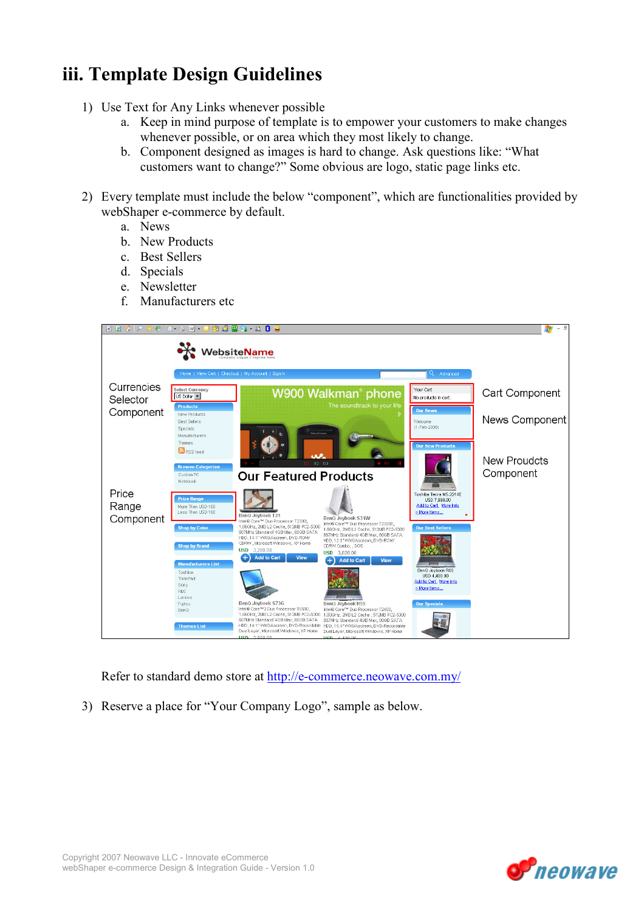## iii. Template Design Guidelines

1) Use Text for Any Links whenever possible
   a. Keep in mind purpose of template is to empower your customers to make changes whenever possible, or on area which they most likely to change.
   b. Component designed as images is hard to change. Ask questions like: "What customers want to change?" Some obvious are logo, static page links etc.

2) Every template must include the below "component", which are functionalities provided by webShaper e-commerce by default.
   a. News
   b. New Products
   c. Best Sellers
   d. Specials
   e. Newsletter
   f. Manufacturers etc

Currencies Selector Component

Price Range Component

Cart Component

News Component

New Proudcts Component

Refer to standard demo store at http://e-commerce.neowave.com.my/

3) Reserve a place for "Your Company Logo", sample as below.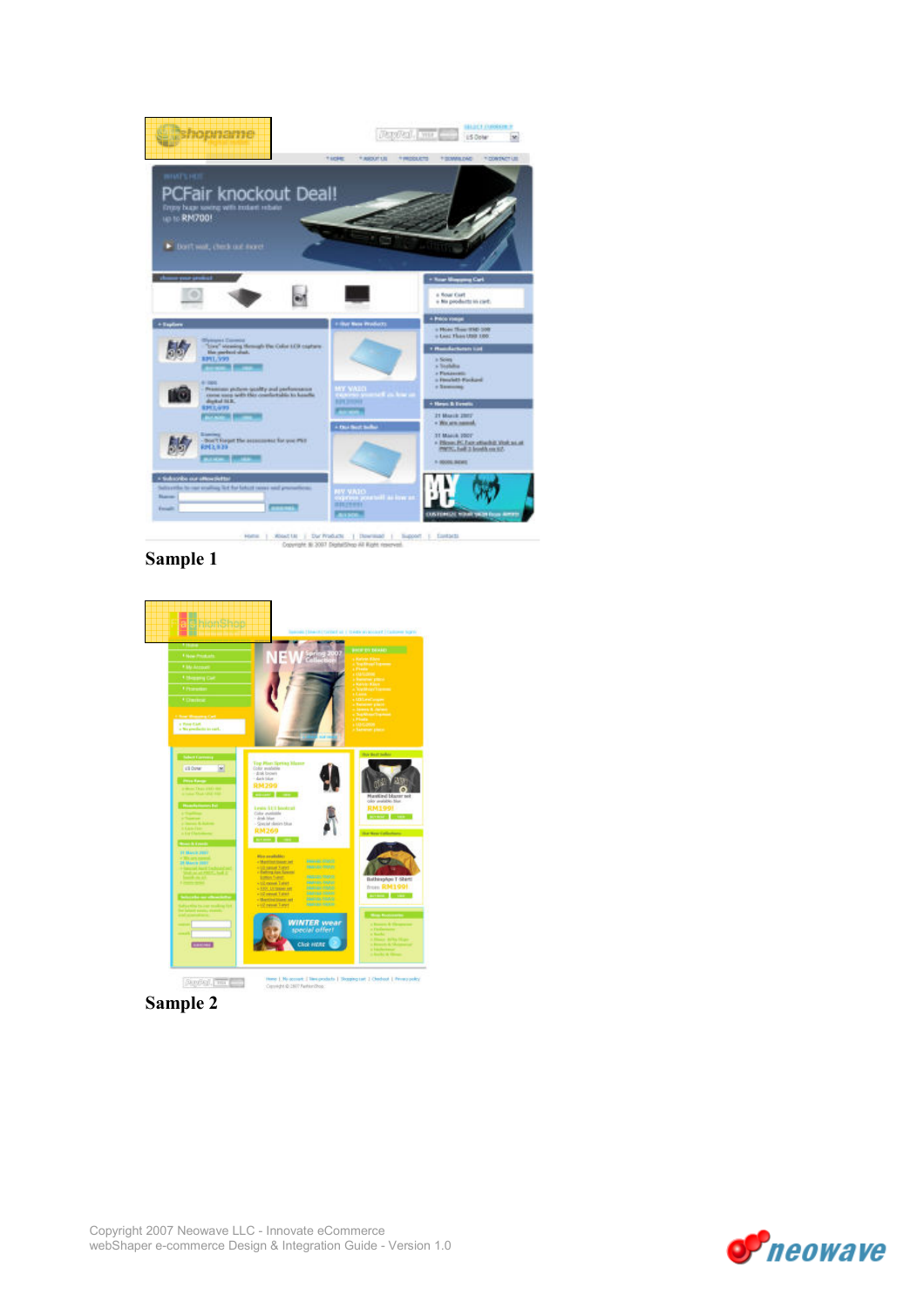Sample 1

Sample 2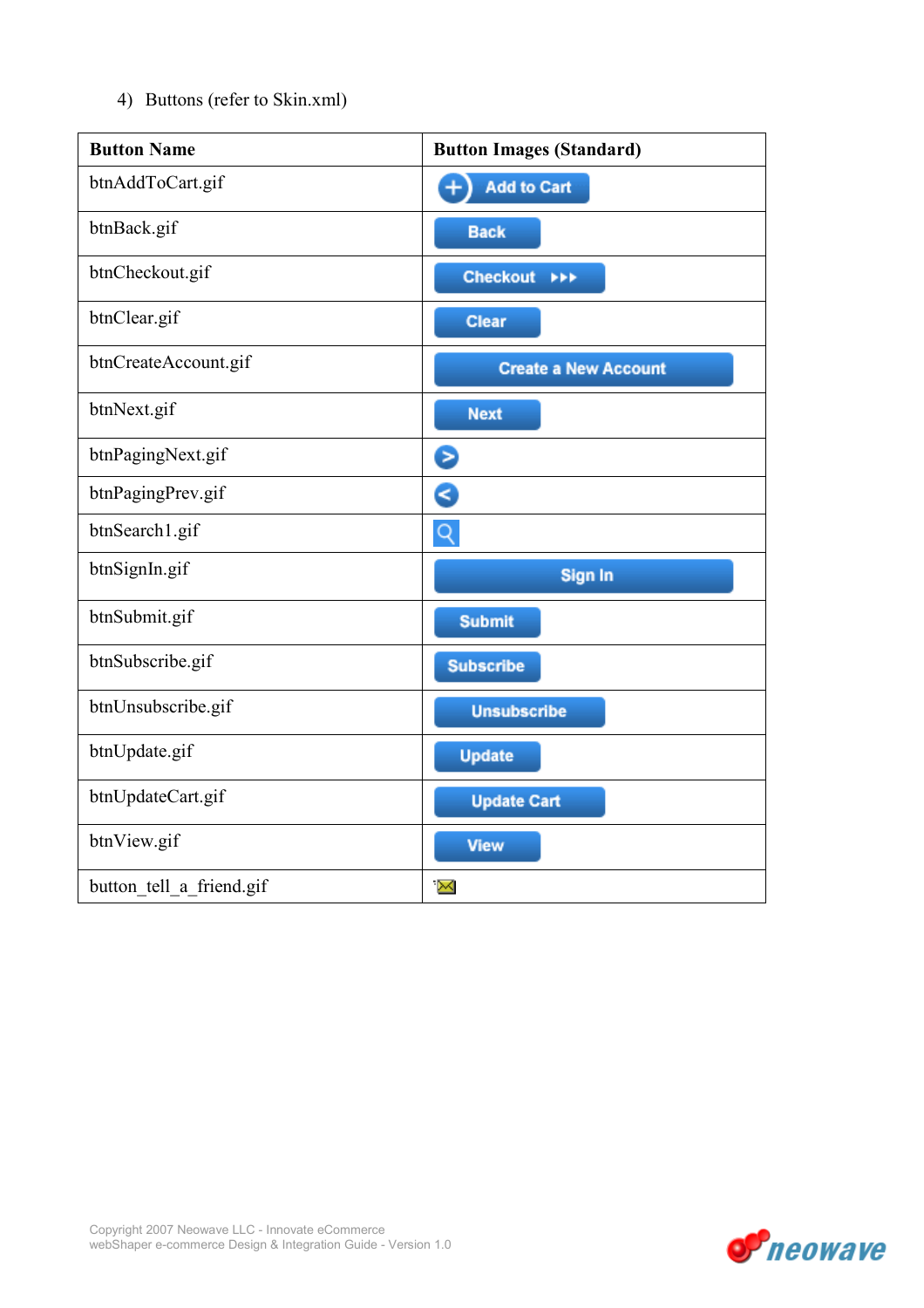4) Buttons (refer to Skin.xml)

| Button Name | Button Images (Standard) |
|---|---|
| btnAddToCart.gif | Add to Cart |
| btnBack.gif | Back |
| btnCheckout.gif | Checkout ▸▸▸ |
| btnClear.gif | Clear |
| btnCreateAccount.gif | Create a New Account |
| btnNext.gif | Next |
| btnPagingNext.gif | > |
| btnPagingPrev.gif | < |
| btnSearch1.gif | |
| btnSignIn.gif | Sign In |
| btnSubmit.gif | Submit |
| btnSubscribe.gif | Subscribe |
| btnUnsubscribe.gif | Unsubscribe |
| btnUpdate.gif | Update |
| btnUpdateCart.gif | Update Cart |
| btnView.gif | View |
| button_tell_a_friend.gif | |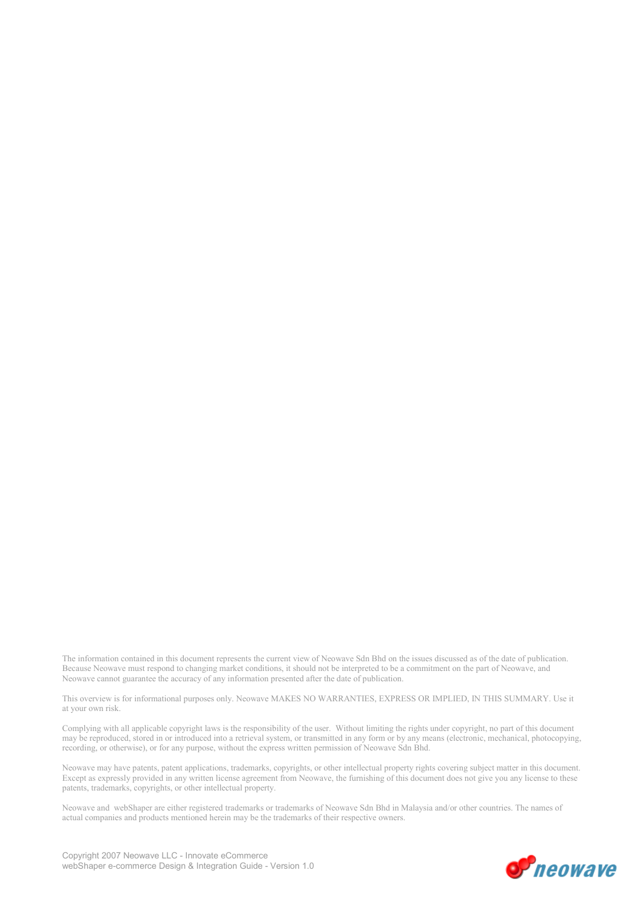The information contained in this document represents the current view of Neowave Sdn Bhd on the issues discussed as of the date of publication. Because Neowave must respond to changing market conditions, it should not be interpreted to be a commitment on the part of Neowave, and Neowave cannot guarantee the accuracy of any information presented after the date of publication.

This overview is for informational purposes only. Neowave MAKES NO WARRANTIES, EXPRESS OR IMPLIED, IN THIS SUMMARY. Use it at your own risk.

Complying with all applicable copyright laws is the responsibility of the user. Without limiting the rights under copyright, no part of this document may be reproduced, stored in or introduced into a retrieval system, or transmitted in any form or by any means (electronic, mechanical, photocopying, recording, or otherwise), or for any purpose, without the express written permission of Neowave Sdn Bhd.

Neowave may have patents, patent applications, trademarks, copyrights, or other intellectual property rights covering subject matter in this document. Except as expressly provided in any written license agreement from Neowave, the furnishing of this document does not give you any license to these patents, trademarks, copyrights, or other intellectual property.

Neowave and webShaper are either registered trademarks or trademarks of Neowave Sdn Bhd in Malaysia and/or other countries. The names of actual companies and products mentioned herein may be the trademarks of their respective owners.

Copyright 2007 Neowave LLC - Innovate eCommerce
webShaper e-commerce Design & Integration Guide - Version 1.0